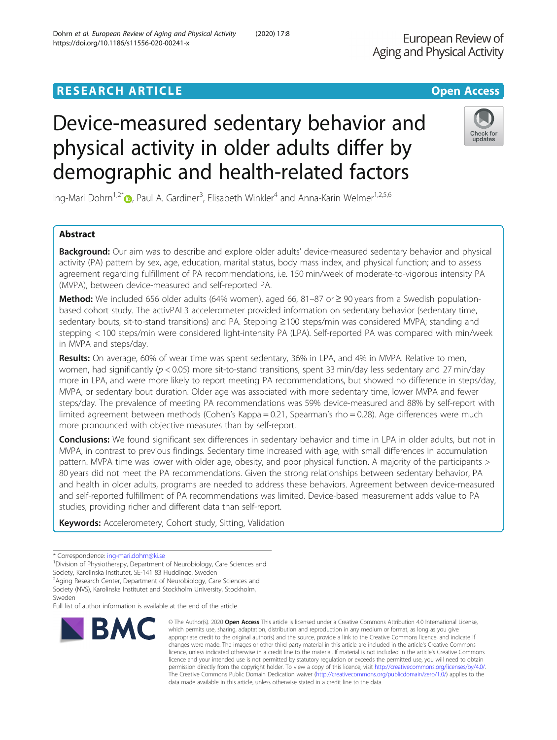RESEARCH ARTICLE

Open Access

# Device-measured sedentary behavior and physical activity in older adults differ by demographic and health-related factors

Ing-Mari Dohrn[1,2*], Paul A. Gardiner[3], Elisabeth Winkler[4] and Anna-Karin Welmer[1,2,5,6]

## Abstract

**Background:** Our aim was to describe and explore older adults' device-measured sedentary behavior and physical activity (PA) pattern by sex, age, education, marital status, body mass index, and physical function; and to assess agreement regarding fulfillment of PA recommendations, i.e. 150 min/week of moderate-to-vigorous intensity PA (MVPA), between device-measured and self-reported PA.

**Method:** We included 656 older adults (64% women), aged 66, 81–87 or ≥ 90 years from a Swedish population-based cohort study. The activPAL3 accelerometer provided information on sedentary behavior (sedentary time, sedentary bouts, sit-to-stand transitions) and PA. Stepping ≥100 steps/min was considered MVPA; standing and stepping < 100 steps/min were considered light-intensity PA (LPA). Self-reported PA was compared with min/week in MVPA and steps/day.

**Results:** On average, 60% of wear time was spent sedentary, 36% in LPA, and 4% in MVPA. Relative to men, women, had significantly ($p < 0.05$) more sit-to-stand transitions, spent 33 min/day less sedentary and 27 min/day more in LPA, and were more likely to report meeting PA recommendations, but showed no difference in steps/day, MVPA, or sedentary bout duration. Older age was associated with more sedentary time, lower MVPA and fewer steps/day. The prevalence of meeting PA recommendations was 59% device-measured and 88% by self-report with limited agreement between methods (Cohen's Kappa = 0.21, Spearman's rho = 0.28). Age differences were much more pronounced with objective measures than by self-report.

**Conclusions:** We found significant sex differences in sedentary behavior and time in LPA in older adults, but not in MVPA, in contrast to previous findings. Sedentary time increased with age, with small differences in accumulation pattern. MVPA time was lower with older age, obesity, and poor physical function. A majority of the participants > 80 years did not meet the PA recommendations. Given the strong relationships between sedentary behavior, PA and health in older adults, programs are needed to address these behaviors. Agreement between device-measured and self-reported fulfillment of PA recommendations was limited. Device-based measurement adds value to PA studies, providing richer and different data than self-report.

**Keywords:** Accelerometery, Cohort study, Sitting, Validation

---

\* Correspondence: ing-mari.dohrn@ki.se

[1]Division of Physiotherapy, Department of Neurobiology, Care Sciences and Society, Karolinska Institutet, SE-141 83 Huddinge, Sweden

[2]Aging Research Center, Department of Neurobiology, Care Sciences and Society (NVS), Karolinska Institutet and Stockholm University, Stockholm, Sweden

Full list of author information is available at the end of the article

© The Author(s). 2020 **Open Access** This article is licensed under a Creative Commons Attribution 4.0 International License, which permits use, sharing, adaptation, distribution and reproduction in any medium or format, as long as you give appropriate credit to the original author(s) and the source, provide a link to the Creative Commons licence, and indicate if changes were made. The images or other third party material in this article are included in the article's Creative Commons licence, unless indicated otherwise in a credit line to the material. If material is not included in the article's Creative Commons licence and your intended use is not permitted by statutory regulation or exceeds the permitted use, you will need to obtain permission directly from the copyright holder. To view a copy of this licence, visit http://creativecommons.org/licenses/by/4.0/. The Creative Commons Public Domain Dedication waiver (http://creativecommons.org/publicdomain/zero/1.0/) applies to the data made available in this article, unless otherwise stated in a credit line to the data.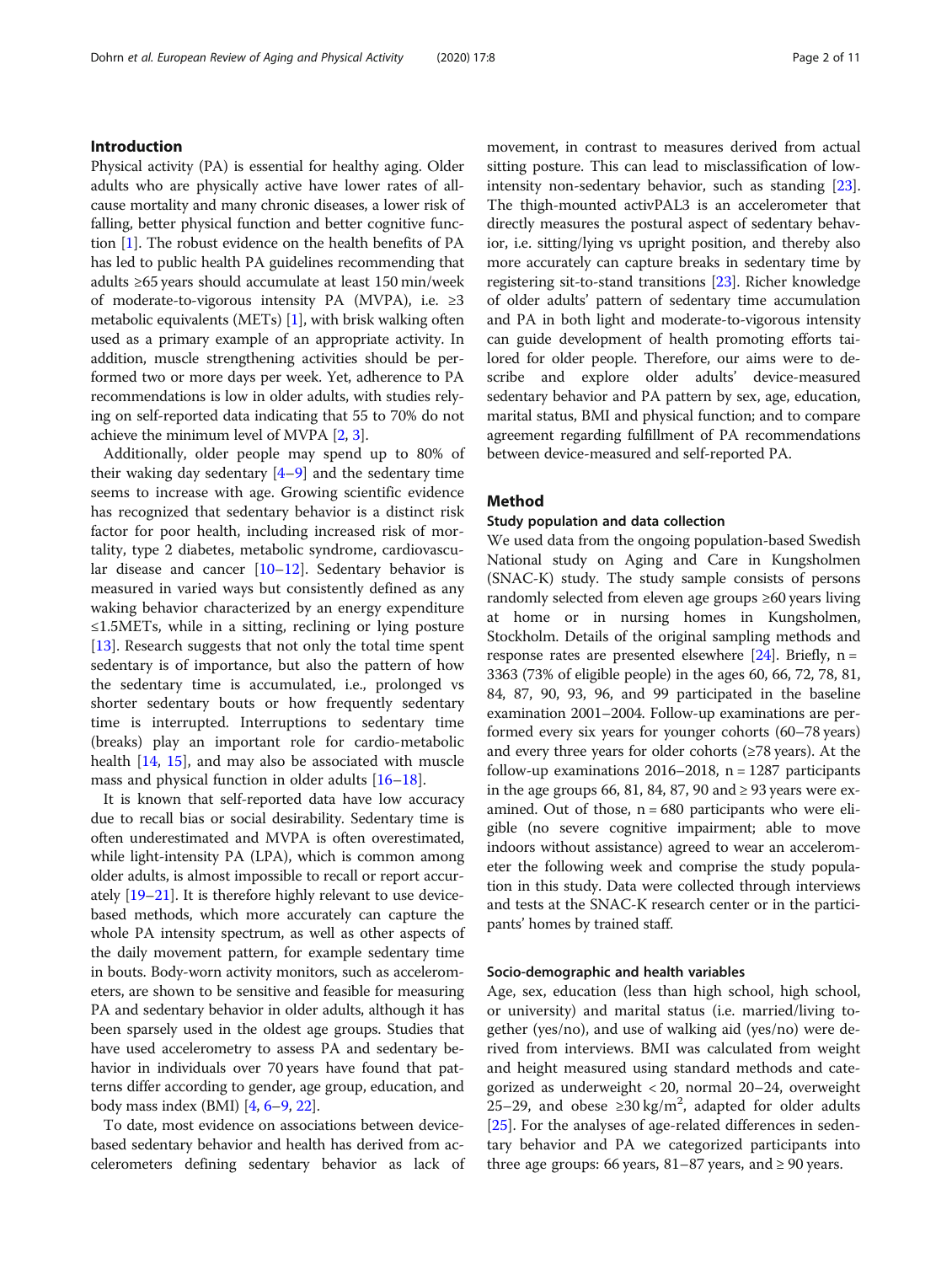## Introduction

Physical activity (PA) is essential for healthy aging. Older adults who are physically active have lower rates of all-cause mortality and many chronic diseases, a lower risk of falling, better physical function and better cognitive function [1]. The robust evidence on the health benefits of PA has led to public health PA guidelines recommending that adults ≥65 years should accumulate at least 150 min/week of moderate-to-vigorous intensity PA (MVPA), i.e. ≥3 metabolic equivalents (METs) [1], with brisk walking often used as a primary example of an appropriate activity. In addition, muscle strengthening activities should be performed two or more days per week. Yet, adherence to PA recommendations is low in older adults, with studies relying on self-reported data indicating that 55 to 70% do not achieve the minimum level of MVPA [2, 3].

Additionally, older people may spend up to 80% of their waking day sedentary [4–9] and the sedentary time seems to increase with age. Growing scientific evidence has recognized that sedentary behavior is a distinct risk factor for poor health, including increased risk of mortality, type 2 diabetes, metabolic syndrome, cardiovascular disease and cancer [10–12]. Sedentary behavior is measured in varied ways but consistently defined as any waking behavior characterized by an energy expenditure ≤1.5METs, while in a sitting, reclining or lying posture [13]. Research suggests that not only the total time spent sedentary is of importance, but also the pattern of how the sedentary time is accumulated, i.e., prolonged vs shorter sedentary bouts or how frequently sedentary time is interrupted. Interruptions to sedentary time (breaks) play an important role for cardio-metabolic health [14, 15], and may also be associated with muscle mass and physical function in older adults [16–18].

It is known that self-reported data have low accuracy due to recall bias or social desirability. Sedentary time is often underestimated and MVPA is often overestimated, while light-intensity PA (LPA), which is common among older adults, is almost impossible to recall or report accurately [19–21]. It is therefore highly relevant to use device-based methods, which more accurately can capture the whole PA intensity spectrum, as well as other aspects of the daily movement pattern, for example sedentary time in bouts. Body-worn activity monitors, such as accelerometers, are shown to be sensitive and feasible for measuring PA and sedentary behavior in older adults, although it has been sparsely used in the oldest age groups. Studies that have used accelerometry to assess PA and sedentary behavior in individuals over 70 years have found that patterns differ according to gender, age group, education, and body mass index (BMI) [4, 6–9, 22].

To date, most evidence on associations between device-based sedentary behavior and health has derived from accelerometers defining sedentary behavior as lack of movement, in contrast to measures derived from actual sitting posture. This can lead to misclassification of low-intensity non-sedentary behavior, such as standing [23]. The thigh-mounted activPAL3 is an accelerometer that directly measures the postural aspect of sedentary behavior, i.e. sitting/lying vs upright position, and thereby also more accurately can capture breaks in sedentary time by registering sit-to-stand transitions [23]. Richer knowledge of older adults' pattern of sedentary time accumulation and PA in both light and moderate-to-vigorous intensity can guide development of health promoting efforts tailored for older people. Therefore, our aims were to describe and explore older adults' device-measured sedentary behavior and PA pattern by sex, age, education, marital status, BMI and physical function; and to compare agreement regarding fulfillment of PA recommendations between device-measured and self-reported PA.

## Method

### Study population and data collection

We used data from the ongoing population-based Swedish National study on Aging and Care in Kungsholmen (SNAC-K) study. The study sample consists of persons randomly selected from eleven age groups ≥60 years living at home or in nursing homes in Kungsholmen, Stockholm. Details of the original sampling methods and response rates are presented elsewhere [24]. Briefly, n = 3363 (73% of eligible people) in the ages 60, 66, 72, 78, 81, 84, 87, 90, 93, 96, and 99 participated in the baseline examination 2001–2004. Follow-up examinations are performed every six years for younger cohorts (60–78 years) and every three years for older cohorts (≥78 years). At the follow-up examinations 2016–2018, n = 1287 participants in the age groups 66, 81, 84, 87, 90 and ≥ 93 years were examined. Out of those, n = 680 participants who were eligible (no severe cognitive impairment; able to move indoors without assistance) agreed to wear an accelerometer the following week and comprise the study population in this study. Data were collected through interviews and tests at the SNAC-K research center or in the participants' homes by trained staff.

### Socio-demographic and health variables

Age, sex, education (less than high school, high school, or university) and marital status (i.e. married/living together (yes/no), and use of walking aid (yes/no) were derived from interviews. BMI was calculated from weight and height measured using standard methods and categorized as underweight < 20, normal 20–24, overweight 25–29, and obese ≥30 kg/m$^2$, adapted for older adults [25]. For the analyses of age-related differences in sedentary behavior and PA we categorized participants into three age groups: 66 years, 81–87 years, and ≥ 90 years.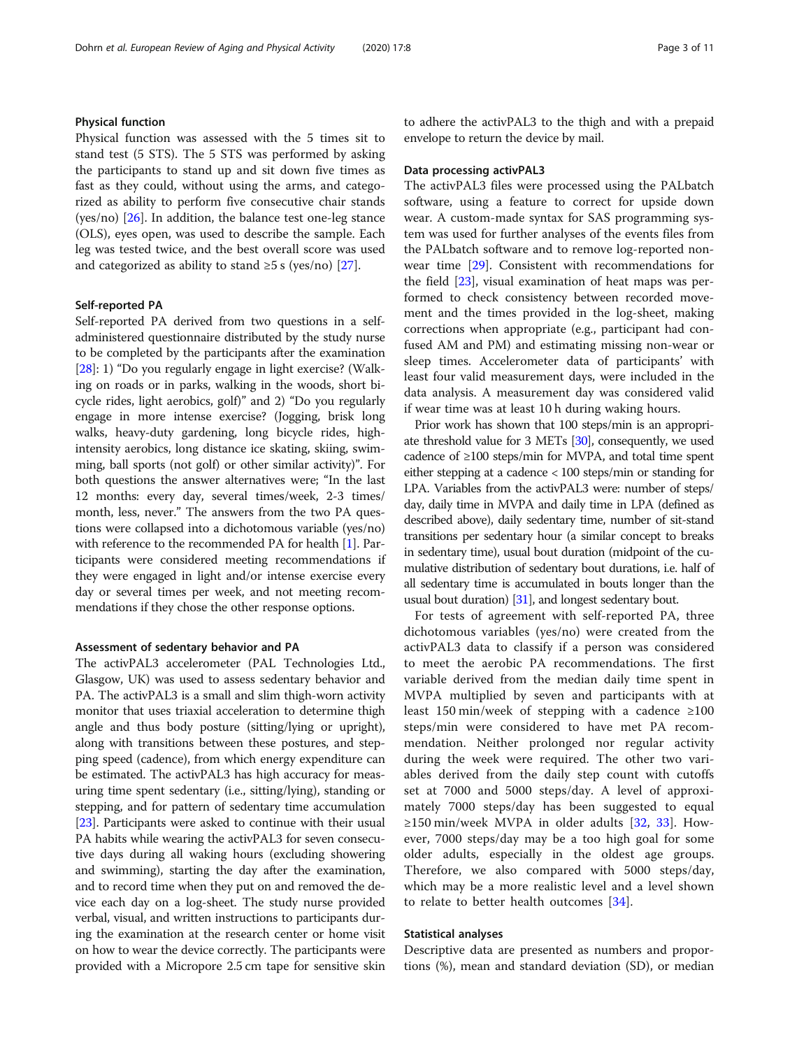### Physical function

Physical function was assessed with the 5 times sit to stand test (5 STS). The 5 STS was performed by asking the participants to stand up and sit down five times as fast as they could, without using the arms, and categorized as ability to perform five consecutive chair stands (yes/no) [26]. In addition, the balance test one-leg stance (OLS), eyes open, was used to describe the sample. Each leg was tested twice, and the best overall score was used and categorized as ability to stand ≥5 s (yes/no) [27].

### Self-reported PA

Self-reported PA derived from two questions in a self-administered questionnaire distributed by the study nurse to be completed by the participants after the examination [28]: 1) "Do you regularly engage in light exercise? (Walking on roads or in parks, walking in the woods, short bicycle rides, light aerobics, golf)" and 2) "Do you regularly engage in more intense exercise? (Jogging, brisk long walks, heavy-duty gardening, long bicycle rides, high-intensity aerobics, long distance ice skating, skiing, swimming, ball sports (not golf) or other similar activity)". For both questions the answer alternatives were; "In the last 12 months: every day, several times/week, 2-3 times/month, less, never." The answers from the two PA questions were collapsed into a dichotomous variable (yes/no) with reference to the recommended PA for health [1]. Participants were considered meeting recommendations if they were engaged in light and/or intense exercise every day or several times per week, and not meeting recommendations if they chose the other response options.

### Assessment of sedentary behavior and PA

The activPAL3 accelerometer (PAL Technologies Ltd., Glasgow, UK) was used to assess sedentary behavior and PA. The activPAL3 is a small and slim thigh-worn activity monitor that uses triaxial acceleration to determine thigh angle and thus body posture (sitting/lying or upright), along with transitions between these postures, and stepping speed (cadence), from which energy expenditure can be estimated. The activPAL3 has high accuracy for measuring time spent sedentary (i.e., sitting/lying), standing or stepping, and for pattern of sedentary time accumulation [23]. Participants were asked to continue with their usual PA habits while wearing the activPAL3 for seven consecutive days during all waking hours (excluding showering and swimming), starting the day after the examination, and to record time when they put on and removed the device each day on a log-sheet. The study nurse provided verbal, visual, and written instructions to participants during the examination at the research center or home visit on how to wear the device correctly. The participants were provided with a Micropore 2.5 cm tape for sensitive skin to adhere the activPAL3 to the thigh and with a prepaid envelope to return the device by mail.

### Data processing activPAL3

The activPAL3 files were processed using the PALbatch software, using a feature to correct for upside down wear. A custom-made syntax for SAS programming system was used for further analyses of the events files from the PALbatch software and to remove log-reported non-wear time [29]. Consistent with recommendations for the field [23], visual examination of heat maps was performed to check consistency between recorded movement and the times provided in the log-sheet, making corrections when appropriate (e.g., participant had confused AM and PM) and estimating missing non-wear or sleep times. Accelerometer data of participants' with least four valid measurement days, were included in the data analysis. A measurement day was considered valid if wear time was at least 10 h during waking hours.

Prior work has shown that 100 steps/min is an appropriate threshold value for 3 METs [30], consequently, we used cadence of ≥100 steps/min for MVPA, and total time spent either stepping at a cadence < 100 steps/min or standing for LPA. Variables from the activPAL3 were: number of steps/day, daily time in MVPA and daily time in LPA (defined as described above), daily sedentary time, number of sit-stand transitions per sedentary hour (a similar concept to breaks in sedentary time), usual bout duration (midpoint of the cumulative distribution of sedentary bout durations, i.e. half of all sedentary time is accumulated in bouts longer than the usual bout duration) [31], and longest sedentary bout.

For tests of agreement with self-reported PA, three dichotomous variables (yes/no) were created from the activPAL3 data to classify if a person was considered to meet the aerobic PA recommendations. The first variable derived from the median daily time spent in MVPA multiplied by seven and participants with at least 150 min/week of stepping with a cadence ≥100 steps/min were considered to have met PA recommendation. Neither prolonged nor regular activity during the week were required. The other two variables derived from the daily step count with cutoffs set at 7000 and 5000 steps/day. A level of approximately 7000 steps/day has been suggested to equal ≥150 min/week MVPA in older adults [32, 33]. However, 7000 steps/day may be a too high goal for some older adults, especially in the oldest age groups. Therefore, we also compared with 5000 steps/day, which may be a more realistic level and a level shown to relate to better health outcomes [34].

### Statistical analyses

Descriptive data are presented as numbers and proportions (%), mean and standard deviation (SD), or median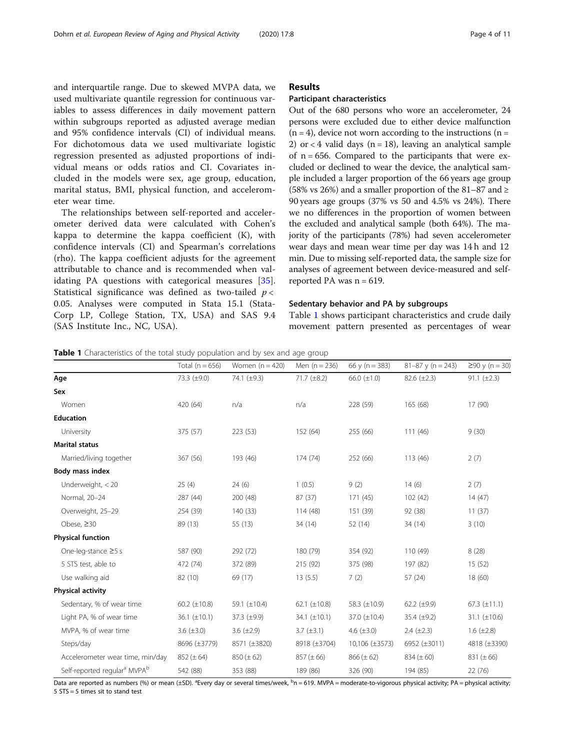and interquartile range. Due to skewed MVPA data, we used multivariate quantile regression for continuous variables to assess differences in daily movement pattern within subgroups reported as adjusted average median and 95% confidence intervals (CI) of individual means. For dichotomous data we used multivariate logistic regression presented as adjusted proportions of individual means or odds ratios and CI. Covariates included in the models were sex, age group, education, marital status, BMI, physical function, and accelerometer wear time.

The relationships between self-reported and accelerometer derived data were calculated with Cohen's kappa to determine the kappa coefficient (K), with confidence intervals (CI) and Spearman's correlations (rho). The kappa coefficient adjusts for the agreement attributable to chance and is recommended when validating PA questions with categorical measures [35]. Statistical significance was defined as two-tailed $p < 0.05$. Analyses were computed in Stata 15.1 (StataCorp LP, College Station, TX, USA) and SAS 9.4 (SAS Institute Inc., NC, USA).

## Results

### Participant characteristics

Out of the 680 persons who wore an accelerometer, 24 persons were excluded due to either device malfunction (n = 4), device not worn according to the instructions (n = 2) or < 4 valid days (n = 18), leaving an analytical sample of n = 656. Compared to the participants that were excluded or declined to wear the device, the analytical sample included a larger proportion of the 66 years age group (58% vs 26%) and a smaller proportion of the 81–87 and ≥ 90 years age groups (37% vs 50 and 4.5% vs 24%). There we no differences in the proportion of women between the excluded and analytical sample (both 64%). The majority of the participants (78%) had seven accelerometer wear days and mean wear time per day was 14 h and 12 min. Due to missing self-reported data, the sample size for analyses of agreement between device-measured and self-reported PA was n = 619.

### Sedentary behavior and PA by subgroups

Table 1 shows participant characteristics and crude daily movement pattern presented as percentages of wear

**Table 1** Characteristics of the total study population and by sex and age group

| | Total (n = 656) | Women (n = 420) | Men (n = 236) | 66 y (n = 383) | 81–87 y (n = 243) | ≥90 y (n = 30) |
|---|---|---|---|---|---|---|
| **Age** | 73.3 (±9.0) | 74.1 (±9.3) | 71.7 (±8.2) | 66.0 (±1.0) | 82.6 (±2.3) | 91.1 (±2.3) |
| **Sex** | | | | | | |
| Women | 420 (64) | n/a | n/a | 228 (59) | 165 (68) | 17 (90) |
| **Education** | | | | | | |
| University | 375 (57) | 223 (53) | 152 (64) | 255 (66) | 111 (46) | 9 (30) |
| **Marital status** | | | | | | |
| Married/living together | 367 (56) | 193 (46) | 174 (74) | 252 (66) | 113 (46) | 2 (7) |
| **Body mass index** | | | | | | |
| Underweight, < 20 | 25 (4) | 24 (6) | 1 (0.5) | 9 (2) | 14 (6) | 2 (7) |
| Normal, 20–24 | 287 (44) | 200 (48) | 87 (37) | 171 (45) | 102 (42) | 14 (47) |
| Overweight, 25–29 | 254 (39) | 140 (33) | 114 (48) | 151 (39) | 92 (38) | 11 (37) |
| Obese, ≥30 | 89 (13) | 55 (13) | 34 (14) | 52 (14) | 34 (14) | 3 (10) |
| **Physical function** | | | | | | |
| One-leg-stance ≥5 s | 587 (90) | 292 (72) | 180 (79) | 354 (92) | 110 (49) | 8 (28) |
| 5 STS test, able to | 472 (74) | 372 (89) | 215 (92) | 375 (98) | 197 (82) | 15 (52) |
| Use walking aid | 82 (10) | 69 (17) | 13 (5.5) | 7 (2) | 57 (24) | 18 (60) |
| **Physical activity** | | | | | | |
| Sedentary, % of wear time | 60.2 (±10.8) | 59.1 (±10.4) | 62.1 (±10.8) | 58.3 (±10.9) | 62.2 (±9.9) | 67.3 (±11.1) |
| Light PA, % of wear time | 36.1 (±10.1) | 37.3 (±9.9) | 34.1 (±10.1) | 37.0 (±10.4) | 35.4 (±9.2) | 31.1 (±10.6) |
| MVPA, % of wear time | 3.6 (±3.0) | 3.6 (±2.9) | 3.7 (±3.1) | 4.6 (±3.0) | 2.4 (±2.3) | 1.6 (±2.8) |
| Steps/day | 8696 (±3779) | 8571 (±3820) | 8918 (±3704) | 10,106 (±3573) | 6952 (±3011) | 4818 (±3390) |
| Accelerometer wear time, min/day | 852 (± 64) | 850 (± 62) | 857 (± 66) | 866 (± 62) | 834 (± 60) | 831 (± 66) |
| Self-reported regular[a] MVPA[b] | 542 (88) | 353 (88) | 189 (86) | 326 (90) | 194 (85) | 22 (76) |

Data are reported as numbers (%) or mean (±SD). [a]Every day or several times/week, [b]n = 619. MVPA = moderate-to-vigorous physical activity; PA = physical activity; 5 STS = 5 times sit to stand test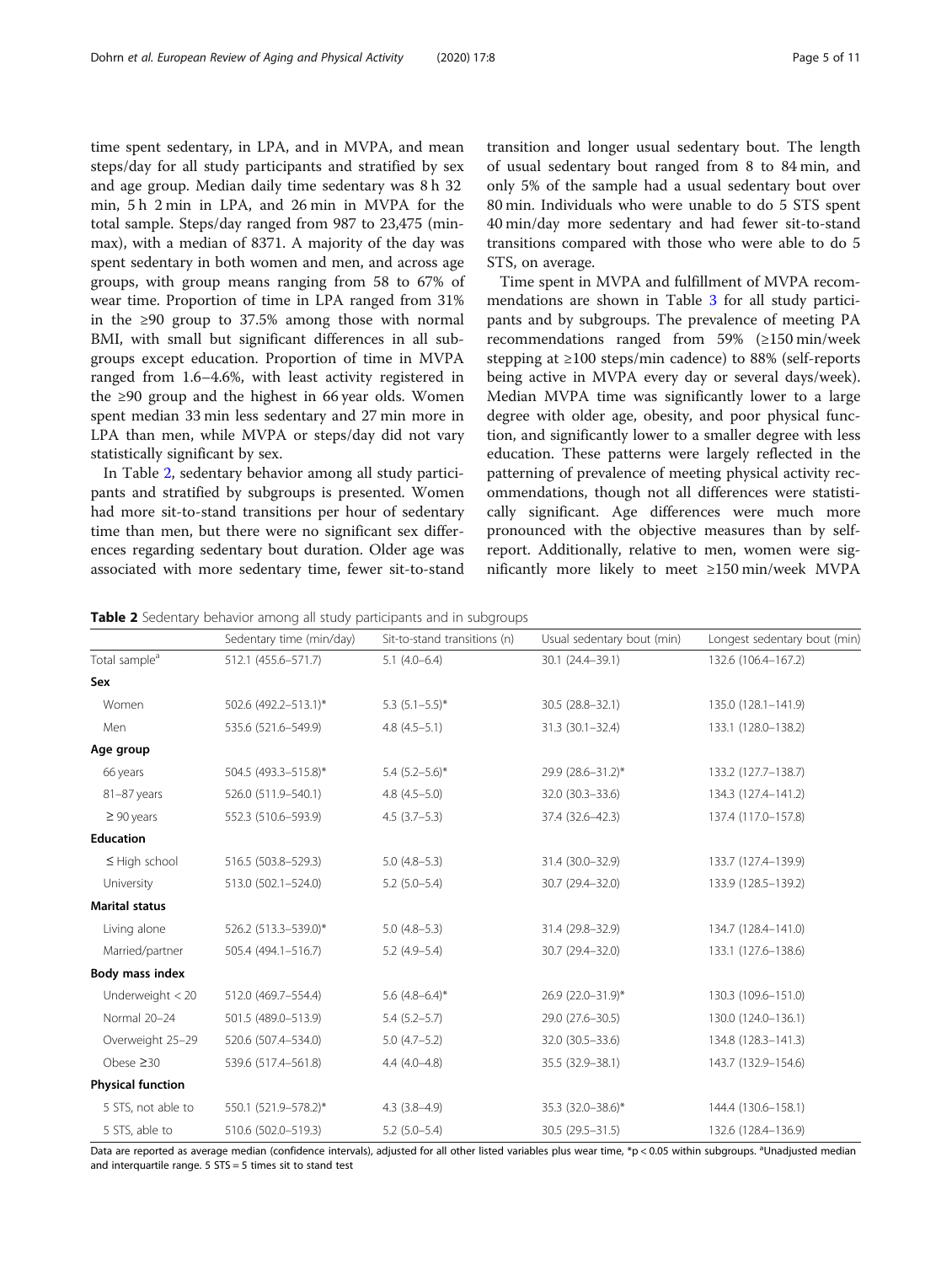time spent sedentary, in LPA, and in MVPA, and mean steps/day for all study participants and stratified by sex and age group. Median daily time sedentary was 8 h 32 min, 5 h 2 min in LPA, and 26 min in MVPA for the total sample. Steps/day ranged from 987 to 23,475 (min-max), with a median of 8371. A majority of the day was spent sedentary in both women and men, and across age groups, with group means ranging from 58 to 67% of wear time. Proportion of time in LPA ranged from 31% in the ≥90 group to 37.5% among those with normal BMI, with small but significant differences in all subgroups except education. Proportion of time in MVPA ranged from 1.6–4.6%, with least activity registered in the ≥90 group and the highest in 66 year olds. Women spent median 33 min less sedentary and 27 min more in LPA than men, while MVPA or steps/day did not vary statistically significant by sex.

In Table 2, sedentary behavior among all study participants and stratified by subgroups is presented. Women had more sit-to-stand transitions per hour of sedentary time than men, but there were no significant sex differences regarding sedentary bout duration. Older age was associated with more sedentary time, fewer sit-to-stand transition and longer usual sedentary bout. The length of usual sedentary bout ranged from 8 to 84 min, and only 5% of the sample had a usual sedentary bout over 80 min. Individuals who were unable to do 5 STS spent 40 min/day more sedentary and had fewer sit-to-stand transitions compared with those who were able to do 5 STS, on average.

Time spent in MVPA and fulfillment of MVPA recommendations are shown in Table 3 for all study participants and by subgroups. The prevalence of meeting PA recommendations ranged from 59% (≥150 min/week stepping at ≥100 steps/min cadence) to 88% (self-reports being active in MVPA every day or several days/week). Median MVPA time was significantly lower to a large degree with older age, obesity, and poor physical function, and significantly lower to a smaller degree with less education. These patterns were largely reflected in the patterning of prevalence of meeting physical activity recommendations, though not all differences were statistically significant. Age differences were much more pronounced with the objective measures than by self-report. Additionally, relative to men, women were significantly more likely to meet ≥150 min/week MVPA

**Table 2** Sedentary behavior among all study participants and in subgroups

| | Sedentary time (min/day) | Sit-to-stand transitions (n) | Usual sedentary bout (min) | Longest sedentary bout (min) |
|---|---|---|---|---|
| Total sample[a] | 512.1 (455.6–571.7) | 5.1 (4.0–6.4) | 30.1 (24.4–39.1) | 132.6 (106.4–167.2) |
| **Sex** | | | | |
| Women | 502.6 (492.2–513.1)* | 5.3 (5.1–5.5)* | 30.5 (28.8–32.1) | 135.0 (128.1–141.9) |
| Men | 535.6 (521.6–549.9) | 4.8 (4.5–5.1) | 31.3 (30.1–32.4) | 133.1 (128.0–138.2) |
| **Age group** | | | | |
| 66 years | 504.5 (493.3–515.8)* | 5.4 (5.2–5.6)* | 29.9 (28.6–31.2)* | 133.2 (127.7–138.7) |
| 81–87 years | 526.0 (511.9–540.1) | 4.8 (4.5–5.0) | 32.0 (30.3–33.6) | 134.3 (127.4–141.2) |
| ≥ 90 years | 552.3 (510.6–593.9) | 4.5 (3.7–5.3) | 37.4 (32.6–42.3) | 137.4 (117.0–157.8) |
| **Education** | | | | |
| ≤ High school | 516.5 (503.8–529.3) | 5.0 (4.8–5.3) | 31.4 (30.0–32.9) | 133.7 (127.4–139.9) |
| University | 513.0 (502.1–524.0) | 5.2 (5.0–5.4) | 30.7 (29.4–32.0) | 133.9 (128.5–139.2) |
| **Marital status** | | | | |
| Living alone | 526.2 (513.3–539.0)* | 5.0 (4.8–5.3) | 31.4 (29.8–32.9) | 134.7 (128.4–141.0) |
| Married/partner | 505.4 (494.1–516.7) | 5.2 (4.9–5.4) | 30.7 (29.4–32.0) | 133.1 (127.6–138.6) |
| **Body mass index** | | | | |
| Underweight < 20 | 512.0 (469.7–554.4) | 5.6 (4.8–6.4)* | 26.9 (22.0–31.9)* | 130.3 (109.6–151.0) |
| Normal 20–24 | 501.5 (489.0–513.9) | 5.4 (5.2–5.7) | 29.0 (27.6–30.5) | 130.0 (124.0–136.1) |
| Overweight 25–29 | 520.6 (507.4–534.0) | 5.0 (4.7–5.2) | 32.0 (30.5–33.6) | 134.8 (128.3–141.3) |
| Obese ≥30 | 539.6 (517.4–561.8) | 4.4 (4.0–4.8) | 35.5 (32.9–38.1) | 143.7 (132.9–154.6) |
| **Physical function** | | | | |
| 5 STS, not able to | 550.1 (521.9–578.2)* | 4.3 (3.8–4.9) | 35.3 (32.0–38.6)* | 144.4 (130.6–158.1) |
| 5 STS, able to | 510.6 (502.0–519.3) | 5.2 (5.0–5.4) | 30.5 (29.5–31.5) | 132.6 (128.4–136.9) |

Data are reported as average median (confidence intervals), adjusted for all other listed variables plus wear time, *p < 0.05 within subgroups. [a]Unadjusted median and interquartile range. 5 STS = 5 times sit to stand test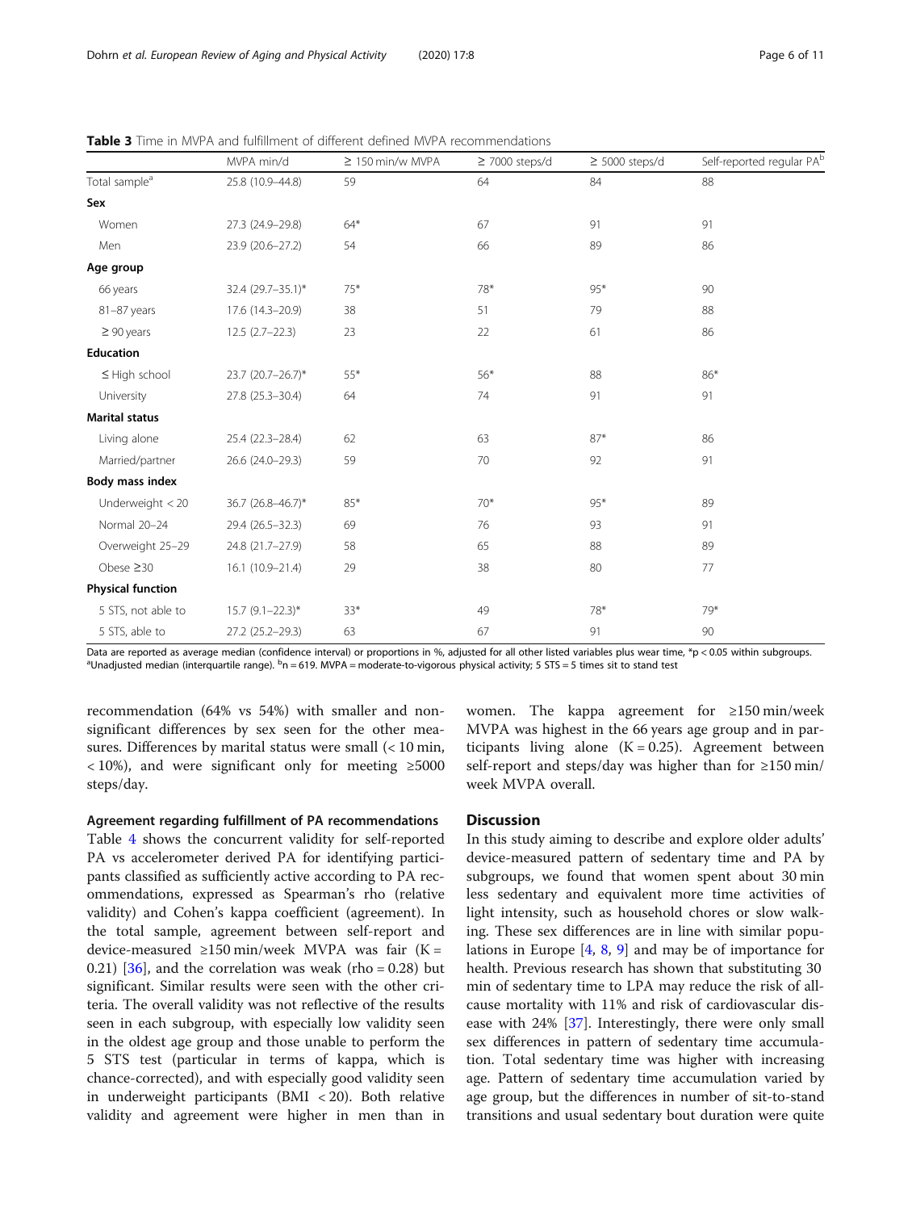**Table 3** Time in MVPA and fulfillment of different defined MVPA recommendations

| | MVPA min/d | ≥ 150 min/w MVPA | ≥ 7000 steps/d | ≥ 5000 steps/d | Self-reported regular PA[b] |
|---|---|---|---|---|---|
| Total sample[a] | 25.8 (10.9–44.8) | 59 | 64 | 84 | 88 |
| **Sex** | | | | | |
| Women | 27.3 (24.9–29.8) | 64* | 67 | 91 | 91 |
| Men | 23.9 (20.6–27.2) | 54 | 66 | 89 | 86 |
| **Age group** | | | | | |
| 66 years | 32.4 (29.7–35.1)* | 75* | 78* | 95* | 90 |
| 81–87 years | 17.6 (14.3–20.9) | 38 | 51 | 79 | 88 |
| ≥ 90 years | 12.5 (2.7–22.3) | 23 | 22 | 61 | 86 |
| **Education** | | | | | |
| ≤ High school | 23.7 (20.7–26.7)* | 55* | 56* | 88 | 86* |
| University | 27.8 (25.3–30.4) | 64 | 74 | 91 | 91 |
| **Marital status** | | | | | |
| Living alone | 25.4 (22.3–28.4) | 62 | 63 | 87* | 86 |
| Married/partner | 26.6 (24.0–29.3) | 59 | 70 | 92 | 91 |
| **Body mass index** | | | | | |
| Underweight < 20 | 36.7 (26.8–46.7)* | 85* | 70* | 95* | 89 |
| Normal 20–24 | 29.4 (26.5–32.3) | 69 | 76 | 93 | 91 |
| Overweight 25–29 | 24.8 (21.7–27.9) | 58 | 65 | 88 | 89 |
| Obese ≥30 | 16.1 (10.9–21.4) | 29 | 38 | 80 | 77 |
| **Physical function** | | | | | |
| 5 STS, not able to | 15.7 (9.1–22.3)* | 33* | 49 | 78* | 79* |
| 5 STS, able to | 27.2 (25.2–29.3) | 63 | 67 | 91 | 90 |

Data are reported as average median (confidence interval) or proportions in %, adjusted for all other listed variables plus wear time, *p < 0.05 within subgroups. [a]Unadjusted median (interquartile range). [b]n = 619. MVPA = moderate-to-vigorous physical activity; 5 STS = 5 times sit to stand test

recommendation (64% vs 54%) with smaller and non-significant differences by sex seen for the other measures. Differences by marital status were small (< 10 min, < 10%), and were significant only for meeting ≥5000 steps/day.

### Agreement regarding fulfillment of PA recommendations

Table 4 shows the concurrent validity for self-reported PA vs accelerometer derived PA for identifying participants classified as sufficiently active according to PA recommendations, expressed as Spearman's rho (relative validity) and Cohen's kappa coefficient (agreement). In the total sample, agreement between self-report and device-measured ≥150 min/week MVPA was fair (K = 0.21) [36], and the correlation was weak (rho = 0.28) but significant. Similar results were seen with the other criteria. The overall validity was not reflective of the results seen in each subgroup, with especially low validity seen in the oldest age group and those unable to perform the 5 STS test (particular in terms of kappa, which is chance-corrected), and with especially good validity seen in underweight participants (BMI < 20). Both relative validity and agreement were higher in men than in women. The kappa agreement for ≥150 min/week MVPA was highest in the 66 years age group and in participants living alone (K = 0.25). Agreement between self-report and steps/day was higher than for ≥150 min/week MVPA overall.

## Discussion

In this study aiming to describe and explore older adults' device-measured pattern of sedentary time and PA by subgroups, we found that women spent about 30 min less sedentary and equivalent more time activities of light intensity, such as household chores or slow walking. These sex differences are in line with similar populations in Europe [4, 8, 9] and may be of importance for health. Previous research has shown that substituting 30 min of sedentary time to LPA may reduce the risk of all-cause mortality with 11% and risk of cardiovascular disease with 24% [37]. Interestingly, there were only small sex differences in pattern of sedentary time accumulation. Total sedentary time was higher with increasing age. Pattern of sedentary time accumulation varied by age group, but the differences in number of sit-to-stand transitions and usual sedentary bout duration were quite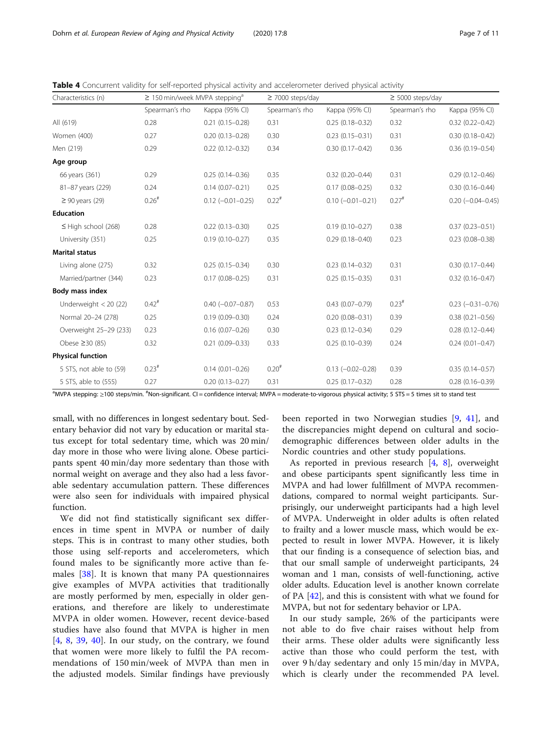**Table 4** Concurrent validity for self-reported physical activity and accelerometer derived physical activity

| Characteristics (n) | ≥ 150 min/week MVPA stepping[a] | | ≥ 7000 steps/day | | ≥ 5000 steps/day | |
|---|---|---|---|---|---|---|
| | Spearman's rho | Kappa (95% CI) | Spearman's rho | Kappa (95% CI) | Spearman's rho | Kappa (95% CI) |
| All (619) | 0.28 | 0.21 (0.15–0.28) | 0.31 | 0.25 (0.18–0.32) | 0.32 | 0.32 (0.22–0.42) |
| Women (400) | 0.27 | 0.20 (0.13–0.28) | 0.30 | 0.23 (0.15–0.31) | 0.31 | 0.30 (0.18–0.42) |
| Men (219) | 0.29 | 0.22 (0.12–0.32) | 0.34 | 0.30 (0.17–0.42) | 0.36 | 0.36 (0.19–0.54) |
| **Age group** | | | | | | |
| 66 years (361) | 0.29 | 0.25 (0.14–0.36) | 0.35 | 0.32 (0.20–0.44) | 0.31 | 0.29 (0.12–0.46) |
| 81–87 years (229) | 0.24 | 0.14 (0.07–0.21) | 0.25 | 0.17 (0.08–0.25) | 0.32 | 0.30 (0.16–0.44) |
| ≥ 90 years (29) | 0.26[#] | 0.12 (−0.01–0.25) | 0.22[#] | 0.10 (−0.01–0.21) | 0.27[#] | 0.20 (−0.04–0.45) |
| **Education** | | | | | | |
| ≤ High school (268) | 0.28 | 0.22 (0.13–0.30) | 0.25 | 0.19 (0.10–0.27) | 0.38 | 0.37 (0.23–0.51) |
| University (351) | 0.25 | 0.19 (0.10–0.27) | 0.35 | 0.29 (0.18–0.40) | 0.23 | 0.23 (0.08–0.38) |
| **Marital status** | | | | | | |
| Living alone (275) | 0.32 | 0.25 (0.15–0.34) | 0.30 | 0.23 (0.14–0.32) | 0.31 | 0.30 (0.17–0.44) |
| Married/partner (344) | 0.23 | 0.17 (0.08–0.25) | 0.31 | 0.25 (0.15–0.35) | 0.31 | 0.32 (0.16–0.47) |
| **Body mass index** | | | | | | |
| Underweight < 20 (22) | 0.42[#] | 0.40 (−0.07–0.87) | 0.53 | 0.43 (0.07–0.79) | 0.23[#] | 0.23 (−0.31–0.76) |
| Normal 20–24 (278) | 0.25 | 0.19 (0.09–0.30) | 0.24 | 0.20 (0.08–0.31) | 0.39 | 0.38 (0.21–0.56) |
| Overweight 25–29 (233) | 0.23 | 0.16 (0.07–0.26) | 0.30 | 0.23 (0.12–0.34) | 0.29 | 0.28 (0.12–0.44) |
| Obese ≥30 (85) | 0.32 | 0.21 (0.09–0.33) | 0.33 | 0.25 (0.10–0.39) | 0.24 | 0.24 (0.01–0.47) |
| **Physical function** | | | | | | |
| 5 STS, not able to (59) | 0.23[#] | 0.14 (0.01–0.26) | 0.20[#] | 0.13 (−0.02–0.28) | 0.39 | 0.35 (0.14–0.57) |
| 5 STS, able to (555) | 0.27 | 0.20 (0.13–0.27) | 0.31 | 0.25 (0.17–0.32) | 0.28 | 0.28 (0.16–0.39) |

[a]MVPA stepping: ≥100 steps/min. [#]Non-significant. CI = confidence interval; MVPA = moderate-to-vigorous physical activity; 5 STS = 5 times sit to stand test

small, with no differences in longest sedentary bout. Sedentary behavior did not vary by education or marital status except for total sedentary time, which was 20 min/day more in those who were living alone. Obese participants spent 40 min/day more sedentary than those with normal weight on average and they also had a less favorable sedentary accumulation pattern. These differences were also seen for individuals with impaired physical function.

We did not find statistically significant sex differences in time spent in MVPA or number of daily steps. This is in contrast to many other studies, both those using self-reports and accelerometers, which found males to be significantly more active than females [38]. It is known that many PA questionnaires give examples of MVPA activities that traditionally are mostly performed by men, especially in older generations, and therefore are likely to underestimate MVPA in older women. However, recent device-based studies have also found that MVPA is higher in men [4, 8, 39, 40]. In our study, on the contrary, we found that women were more likely to fulfil the PA recommendations of 150 min/week of MVPA than men in the adjusted models. Similar findings have previously been reported in two Norwegian studies [9, 41], and the discrepancies might depend on cultural and sociodemographic differences between older adults in the Nordic countries and other study populations.

As reported in previous research [4, 8], overweight and obese participants spent significantly less time in MVPA and had lower fulfillment of MVPA recommendations, compared to normal weight participants. Surprisingly, our underweight participants had a high level of MVPA. Underweight in older adults is often related to frailty and a lower muscle mass, which would be expected to result in lower MVPA. However, it is likely that our finding is a consequence of selection bias, and that our small sample of underweight participants, 24 woman and 1 man, consists of well-functioning, active older adults. Education level is another known correlate of PA [42], and this is consistent with what we found for MVPA, but not for sedentary behavior or LPA.

In our study sample, 26% of the participants were not able to do five chair raises without help from their arms. These older adults were significantly less active than those who could perform the test, with over 9 h/day sedentary and only 15 min/day in MVPA, which is clearly under the recommended PA level.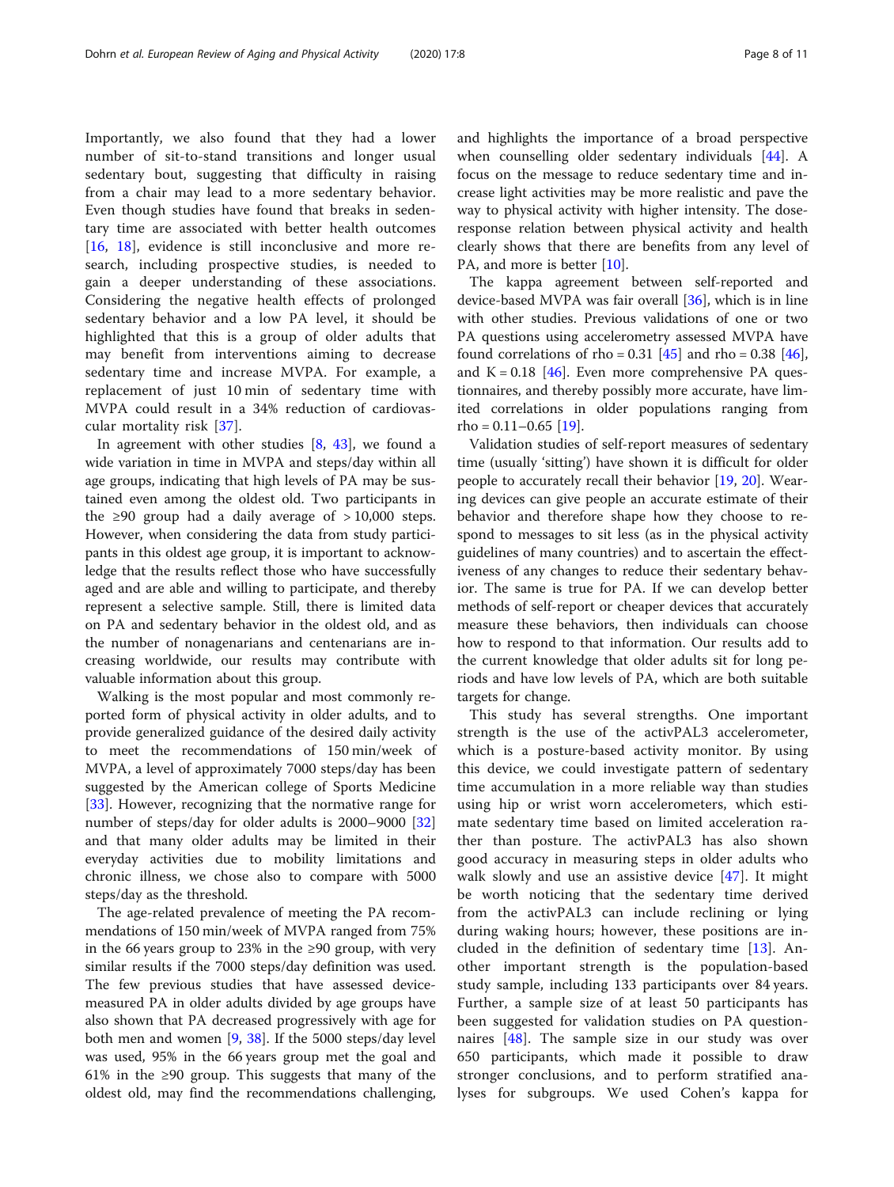Importantly, we also found that they had a lower number of sit-to-stand transitions and longer usual sedentary bout, suggesting that difficulty in raising from a chair may lead to a more sedentary behavior. Even though studies have found that breaks in sedentary time are associated with better health outcomes [16, 18], evidence is still inconclusive and more research, including prospective studies, is needed to gain a deeper understanding of these associations. Considering the negative health effects of prolonged sedentary behavior and a low PA level, it should be highlighted that this is a group of older adults that may benefit from interventions aiming to decrease sedentary time and increase MVPA. For example, a replacement of just 10 min of sedentary time with MVPA could result in a 34% reduction of cardiovascular mortality risk [37].

In agreement with other studies [8, 43], we found a wide variation in time in MVPA and steps/day within all age groups, indicating that high levels of PA may be sustained even among the oldest old. Two participants in the ≥90 group had a daily average of > 10,000 steps. However, when considering the data from study participants in this oldest age group, it is important to acknowledge that the results reflect those who have successfully aged and are able and willing to participate, and thereby represent a selective sample. Still, there is limited data on PA and sedentary behavior in the oldest old, and as the number of nonagenarians and centenarians are increasing worldwide, our results may contribute with valuable information about this group.

Walking is the most popular and most commonly reported form of physical activity in older adults, and to provide generalized guidance of the desired daily activity to meet the recommendations of 150 min/week of MVPA, a level of approximately 7000 steps/day has been suggested by the American college of Sports Medicine [33]. However, recognizing that the normative range for number of steps/day for older adults is 2000–9000 [32] and that many older adults may be limited in their everyday activities due to mobility limitations and chronic illness, we chose also to compare with 5000 steps/day as the threshold.

The age-related prevalence of meeting the PA recommendations of 150 min/week of MVPA ranged from 75% in the 66 years group to 23% in the ≥90 group, with very similar results if the 7000 steps/day definition was used. The few previous studies that have assessed device-measured PA in older adults divided by age groups have also shown that PA decreased progressively with age for both men and women [9, 38]. If the 5000 steps/day level was used, 95% in the 66 years group met the goal and 61% in the ≥90 group. This suggests that many of the oldest old, may find the recommendations challenging, and highlights the importance of a broad perspective when counselling older sedentary individuals [44]. A focus on the message to reduce sedentary time and increase light activities may be more realistic and pave the way to physical activity with higher intensity. The dose-response relation between physical activity and health clearly shows that there are benefits from any level of PA, and more is better [10].

The kappa agreement between self-reported and device-based MVPA was fair overall [36], which is in line with other studies. Previous validations of one or two PA questions using accelerometry assessed MVPA have found correlations of rho = 0.31 [45] and rho = 0.38 [46], and K = 0.18 [46]. Even more comprehensive PA questionnaires, and thereby possibly more accurate, have limited correlations in older populations ranging from rho = 0.11–0.65 [19].

Validation studies of self-report measures of sedentary time (usually 'sitting') have shown it is difficult for older people to accurately recall their behavior [19, 20]. Wearing devices can give people an accurate estimate of their behavior and therefore shape how they choose to respond to messages to sit less (as in the physical activity guidelines of many countries) and to ascertain the effectiveness of any changes to reduce their sedentary behavior. The same is true for PA. If we can develop better methods of self-report or cheaper devices that accurately measure these behaviors, then individuals can choose how to respond to that information. Our results add to the current knowledge that older adults sit for long periods and have low levels of PA, which are both suitable targets for change.

This study has several strengths. One important strength is the use of the activPAL3 accelerometer, which is a posture-based activity monitor. By using this device, we could investigate pattern of sedentary time accumulation in a more reliable way than studies using hip or wrist worn accelerometers, which estimate sedentary time based on limited acceleration rather than posture. The activPAL3 has also shown good accuracy in measuring steps in older adults who walk slowly and use an assistive device [47]. It might be worth noticing that the sedentary time derived from the activPAL3 can include reclining or lying during waking hours; however, these positions are included in the definition of sedentary time [13]. Another important strength is the population-based study sample, including 133 participants over 84 years. Further, a sample size of at least 50 participants has been suggested for validation studies on PA questionnaires [48]. The sample size in our study was over 650 participants, which made it possible to draw stronger conclusions, and to perform stratified analyses for subgroups. We used Cohen's kappa for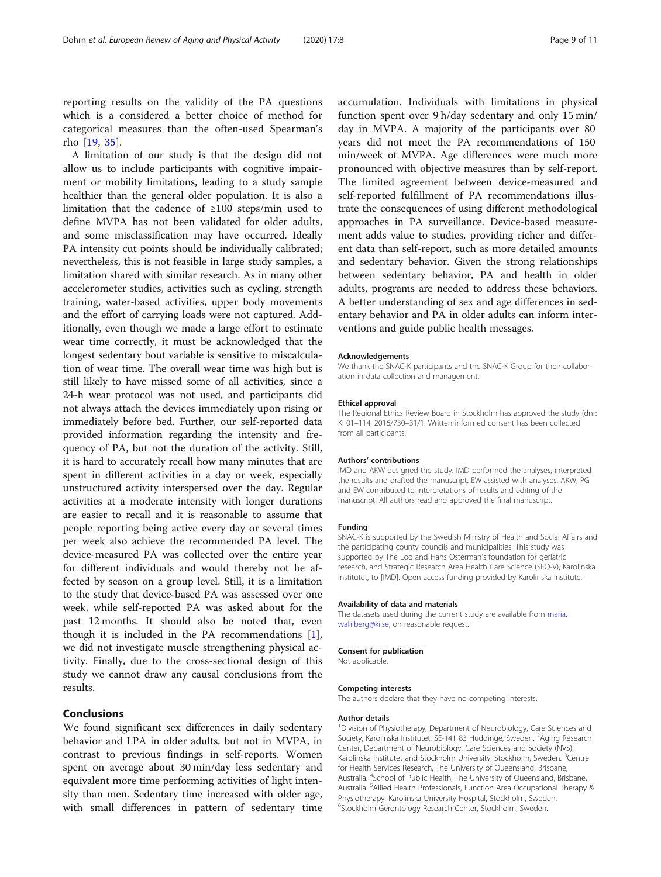reporting results on the validity of the PA questions which is a considered a better choice of method for categorical measures than the often-used Spearman's rho [19, 35].

A limitation of our study is that the design did not allow us to include participants with cognitive impairment or mobility limitations, leading to a study sample healthier than the general older population. It is also a limitation that the cadence of ≥100 steps/min used to define MVPA has not been validated for older adults, and some misclassification may have occurred. Ideally PA intensity cut points should be individually calibrated; nevertheless, this is not feasible in large study samples, a limitation shared with similar research. As in many other accelerometer studies, activities such as cycling, strength training, water-based activities, upper body movements and the effort of carrying loads were not captured. Additionally, even though we made a large effort to estimate wear time correctly, it must be acknowledged that the longest sedentary bout variable is sensitive to miscalculation of wear time. The overall wear time was high but is still likely to have missed some of all activities, since a 24-h wear protocol was not used, and participants did not always attach the devices immediately upon rising or immediately before bed. Further, our self-reported data provided information regarding the intensity and frequency of PA, but not the duration of the activity. Still, it is hard to accurately recall how many minutes that are spent in different activities in a day or week, especially unstructured activity interspersed over the day. Regular activities at a moderate intensity with longer durations are easier to recall and it is reasonable to assume that people reporting being active every day or several times per week also achieve the recommended PA level. The device-measured PA was collected over the entire year for different individuals and would thereby not be affected by season on a group level. Still, it is a limitation to the study that device-based PA was assessed over one week, while self-reported PA was asked about for the past 12 months. It should also be noted that, even though it is included in the PA recommendations [1], we did not investigate muscle strengthening physical activity. Finally, due to the cross-sectional design of this study we cannot draw any causal conclusions from the results.

## Conclusions

We found significant sex differences in daily sedentary behavior and LPA in older adults, but not in MVPA, in contrast to previous findings in self-reports. Women spent on average about 30 min/day less sedentary and equivalent more time performing activities of light intensity than men. Sedentary time increased with older age, with small differences in pattern of sedentary time accumulation. Individuals with limitations in physical function spent over 9 h/day sedentary and only 15 min/day in MVPA. A majority of the participants over 80 years did not meet the PA recommendations of 150 min/week of MVPA. Age differences were much more pronounced with objective measures than by self-report. The limited agreement between device-measured and self-reported fulfillment of PA recommendations illustrate the consequences of using different methodological approaches in PA surveillance. Device-based measurement adds value to studies, providing richer and different data than self-report, such as more detailed amounts and sedentary behavior. Given the strong relationships between sedentary behavior, PA and health in older adults, programs are needed to address these behaviors. A better understanding of sex and age differences in sedentary behavior and PA in older adults can inform interventions and guide public health messages.

#### Acknowledgements

We thank the SNAC-K participants and the SNAC-K Group for their collaboration in data collection and management.

#### Ethical approval

The Regional Ethics Review Board in Stockholm has approved the study (dnr: KI 01–114, 2016/730–31/1. Written informed consent has been collected from all participants.

#### Authors' contributions

IMD and AKW designed the study. IMD performed the analyses, interpreted the results and drafted the manuscript. EW assisted with analyses. AKW, PG and EW contributed to interpretations of results and editing of the manuscript. All authors read and approved the final manuscript.

#### Funding

SNAC-K is supported by the Swedish Ministry of Health and Social Affairs and the participating county councils and municipalities. This study was supported by The Loo and Hans Osterman's foundation for geriatric research, and Strategic Research Area Health Care Science (SFO-V), Karolinska Institutet, to [IMD]. Open access funding provided by Karolinska Institute.

#### Availability of data and materials

The datasets used during the current study are available from maria.wahlberg@ki.se, on reasonable request.

#### Consent for publication

Not applicable.

#### Competing interests

The authors declare that they have no competing interests.

#### Author details

[1]Division of Physiotherapy, Department of Neurobiology, Care Sciences and Society, Karolinska Institutet, SE-141 83 Huddinge, Sweden. [2]Aging Research Center, Department of Neurobiology, Care Sciences and Society (NVS), Karolinska Institutet and Stockholm University, Stockholm, Sweden. [3]Centre for Health Services Research, The University of Queensland, Brisbane, Australia. [4]School of Public Health, The University of Queensland, Brisbane, Australia. [5]Allied Health Professionals, Function Area Occupational Therapy & Physiotherapy, Karolinska University Hospital, Stockholm, Sweden. [6]Stockholm Gerontology Research Center, Stockholm, Sweden.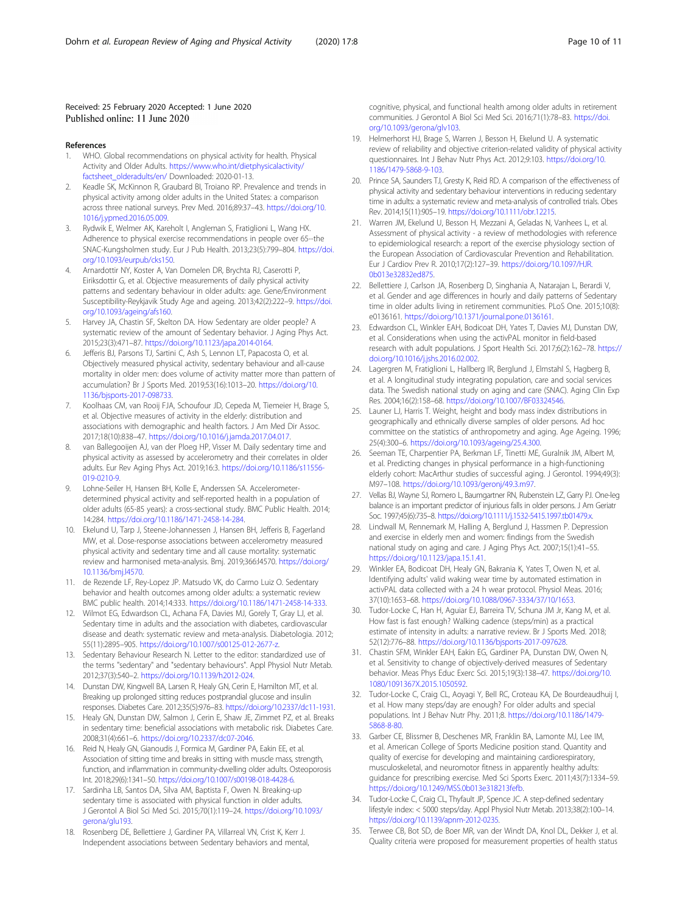Received: 25 February 2020 Accepted: 1 June 2020
Published online: 11 June 2020

## References

1. WHO. Global recommendations on physical activity for health. Physical Activity and Older Adults. https://www.who.int/dietphysicalactivity/factsheet_olderadults/en/ Downloaded: 2020-01-13.
2. Keadle SK, McKinnon R, Graubard BI, Troiano RP. Prevalence and trends in physical activity among older adults in the United States: a comparison across three national surveys. Prev Med. 2016;89:37–43. https://doi.org/10.1016/j.ypmed.2016.05.009.
3. Rydwik E, Welmer AK, Kareholt I, Angleman S, Fratiglioni L, Wang HX. Adherence to physical exercise recommendations in people over 65--the SNAC-Kungsholmen study. Eur J Pub Health. 2013;23(5):799–804. https://doi.org/10.1093/eurpub/cks150.
4. Arnardottir NY, Koster A, Van Domelen DR, Brychta RJ, Caserotti P, Eiriksdottir G, et al. Objective measurements of daily physical activity patterns and sedentary behaviour in older adults: age. Gene/Environment Susceptibility-Reykjavik Study Age and ageing. 2013;42(2):222–9. https://doi.org/10.1093/ageing/afs160.
5. Harvey JA, Chastin SF, Skelton DA. How Sedentary are older people? A systematic review of the amount of Sedentary behavior. J Aging Phys Act. 2015;23(3):471–87. https://doi.org/10.1123/japa.2014-0164.
6. Jefferis BJ, Parsons TJ, Sartini C, Ash S, Lennon LT, Papacosta O, et al. Objectively measured physical activity, sedentary behaviour and all-cause mortality in older men: does volume of activity matter more than pattern of accumulation? Br J Sports Med. 2019;53(16):1013–20. https://doi.org/10.1136/bjsports-2017-098733.
7. Koolhaas CM, van Rooij FJA, Schoufour JD, Cepeda M, Tiemeier H, Brage S, et al. Objective measures of activity in the elderly: distribution and associations with demographic and health factors. J Am Med Dir Assoc. 2017;18(10):838–47. https://doi.org/10.1016/j.jamda.2017.04.017.
8. van Ballegooijen AJ, van der Ploeg HP, Visser M. Daily sedentary time and physical activity as assessed by accelerometry and their correlates in older adults. Eur Rev Aging Phys Act. 2019;16:3. https://doi.org/10.1186/s11556-019-0210-9.
9. Lohne-Seiler H, Hansen BH, Kolle E, Anderssen SA. Accelerometer-determined physical activity and self-reported health in a population of older adults (65-85 years): a cross-sectional study. BMC Public Health. 2014; 14:284. https://doi.org/10.1186/1471-2458-14-284.
10. Ekelund U, Tarp J, Steene-Johannessen J, Hansen BH, Jefferis B, Fagerland MW, et al. Dose-response associations between accelerometry measured physical activity and sedentary time and all cause mortality: systematic review and harmonised meta-analysis. Bmj. 2019;366:l4570. https://doi.org/10.1136/bmj.l4570.
11. de Rezende LF, Rey-Lopez JP. Matsudo VK, do Carmo Luiz O. Sedentary behavior and health outcomes among older adults: a systematic review BMC public health. 2014;14:333. https://doi.org/10.1186/1471-2458-14-333.
12. Wilmot EG, Edwardson CL, Achana FA, Davies MJ, Gorely T, Gray LJ, et al. Sedentary time in adults and the association with diabetes, cardiovascular disease and death: systematic review and meta-analysis. Diabetologia. 2012; 55(11):2895–905. https://doi.org/10.1007/s00125-012-2677-z.
13. Sedentary Behaviour Research N. Letter to the editor: standardized use of the terms "sedentary" and "sedentary behaviours". Appl Physiol Nutr Metab. 2012;37(3):540–2. https://doi.org/10.1139/h2012-024.
14. Dunstan DW, Kingwell BA, Larsen R, Healy GN, Cerin E, Hamilton MT, et al. Breaking up prolonged sitting reduces postprandial glucose and insulin responses. Diabetes Care. 2012;35(5):976–83. https://doi.org/10.2337/dc11-1931.
15. Healy GN, Dunstan DW, Salmon J, Cerin E, Shaw JE, Zimmet PZ, et al. Breaks in sedentary time: beneficial associations with metabolic risk. Diabetes Care. 2008;31(4):661–6. https://doi.org/10.2337/dc07-2046.
16. Reid N, Healy GN, Gianoudis J, Formica M, Gardiner PA, Eakin EE, et al. Association of sitting time and breaks in sitting with muscle mass, strength, function, and inflammation in community-dwelling older adults. Osteoporosis Int. 2018;29(6):1341–50. https://doi.org/10.1007/s00198-018-4428-6.
17. Sardinha LB, Santos DA, Silva AM, Baptista F, Owen N. Breaking-up sedentary time is associated with physical function in older adults. J Gerontol A Biol Sci Med Sci. 2015;70(1):119–24. https://doi.org/10.1093/gerona/glu193.
18. Rosenberg DE, Bellettiere J, Gardiner PA, Villarreal VN, Crist K, Kerr J. Independent associations between Sedentary behaviors and mental, cognitive, physical, and functional health among older adults in retirement communities. J Gerontol A Biol Sci Med Sci. 2016;71(1):78–83. https://doi.org/10.1093/gerona/glv103.
19. Helmerhorst HJ, Brage S, Warren J, Besson H, Ekelund U. A systematic review of reliability and objective criterion-related validity of physical activity questionnaires. Int J Behav Nutr Phys Act. 2012;9:103. https://doi.org/10.1186/1479-5868-9-103.
20. Prince SA, Saunders TJ, Gresty K, Reid RD. A comparison of the effectiveness of physical activity and sedentary behaviour interventions in reducing sedentary time in adults: a systematic review and meta-analysis of controlled trials. Obes Rev. 2014;15(11):905–19. https://doi.org/10.1111/obr.12215.
21. Warren JM, Ekelund U, Besson H, Mezzani A, Geladas N, Vanhees L, et al. Assessment of physical activity - a review of methodologies with reference to epidemiological research: a report of the exercise physiology section of the European Association of Cardiovascular Prevention and Rehabilitation. Eur J Cardiov Prev R. 2010;17(2):127–39. https://doi.org/10.1097/HJR.0b013e32832ed875.
22. Bellettiere J, Carlson JA, Rosenberg D, Singhania A, Natarajan L, Berardi V, et al. Gender and age differences in hourly and daily patterns of Sedentary time in older adults living in retirement communities. PLoS One. 2015;10(8): e0136161. https://doi.org/10.1371/journal.pone.0136161.
23. Edwardson CL, Winkler EAH, Bodicoat DH, Yates T, Davies MJ, Dunstan DW, et al. Considerations when using the activPAL monitor in field-based research with adult populations. J Sport Health Sci. 2017;6(2):162–78. https://doi.org/10.1016/j.jshs.2016.02.002.
24. Lagergren M, Fratiglioni L, Hallberg IR, Berglund J, Elmstahl S, Hagberg B, et al. A longitudinal study integrating population, care and social services data. The Swedish national study on aging and care (SNAC). Aging Clin Exp Res. 2004;16(2):158–68. https://doi.org/10.1007/BF03324546.
25. Launer LJ, Harris T. Weight, height and body mass index distributions in geographically and ethnically diverse samples of older persons. Ad hoc committee on the statistics of anthropometry and aging. Age Ageing. 1996; 25(4):300–6. https://doi.org/10.1093/ageing/25.4.300.
26. Seeman TE, Charpentier PA, Berkman LF, Tinetti ME, Guralnik JM, Albert M, et al. Predicting changes in physical performance in a high-functioning elderly cohort: MacArthur studies of successful aging. J Gerontol. 1994;49(3): M97–108. https://doi.org/10.1093/geronj/49.3.m97.
27. Vellas BJ, Wayne SJ, Romero L, Baumgartner RN, Rubenstein LZ, Garry PJ. One-leg balance is an important predictor of injurious falls in older persons. J Am Geriatr Soc. 1997;45(6):735–8. https://doi.org/10.1111/j.1532-5415.1997.tb01479.x.
28. Lindwall M, Rennemark M, Halling A, Berglund J, Hassmen P. Depression and exercise in elderly men and women: findings from the Swedish national study on aging and care. J Aging Phys Act. 2007;15(1):41–55. https://doi.org/10.1123/japa.15.1.41.
29. Winkler EA, Bodicoat DH, Healy GN, Bakrania K, Yates T, Owen N, et al. Identifying adults' valid waking wear time by automated estimation in activPAL data collected with a 24 h wear protocol. Physiol Meas. 2016; 37(10):1653–68. https://doi.org/10.1088/0967-3334/37/10/1653.
30. Tudor-Locke C, Han H, Aguiar EJ, Barreira TV, Schuna JM Jr, Kang M, et al. How fast is fast enough? Walking cadence (steps/min) as a practical estimate of intensity in adults: a narrative review. Br J Sports Med. 2018; 52(12):776–88. https://doi.org/10.1136/bjsports-2017-097628.
31. Chastin SFM, Winkler EAH, Eakin EG, Gardiner PA, Dunstan DW, Owen N, et al. Sensitivity to change of objectively-derived measures of Sedentary behavior. Meas Phys Educ Exerc Sci. 2015;19(3):138–47. https://doi.org/10.1080/1091367X.2015.1050592.
32. Tudor-Locke C, Craig CL, Aoyagi Y, Bell RC, Croteau KA, De Bourdeaudhuij I, et al. How many steps/day are enough? For older adults and special populations. Int J Behav Nutr Phy. 2011;8. https://doi.org/10.1186/1479-5868-8-80.
33. Garber CE, Blissmer B, Deschenes MR, Franklin BA, Lamonte MJ, Lee IM, et al. American College of Sports Medicine position stand. Quantity and quality of exercise for developing and maintaining cardiorespiratory, musculoskeletal, and neuromotor fitness in apparently healthy adults: guidance for prescribing exercise. Med Sci Sports Exerc. 2011;43(7):1334–59. https://doi.org/10.1249/MSS.0b013e318213fefb.
34. Tudor-Locke C, Craig CL, Thyfault JP, Spence JC. A step-defined sedentary lifestyle index: < 5000 steps/day. Appl Physiol Nutr Metab. 2013;38(2):100–14. https://doi.org/10.1139/apnm-2012-0235.
35. Terwee CB, Bot SD, de Boer MR, van der Windt DA, Knol DL, Dekker J, et al. Quality criteria were proposed for measurement properties of health status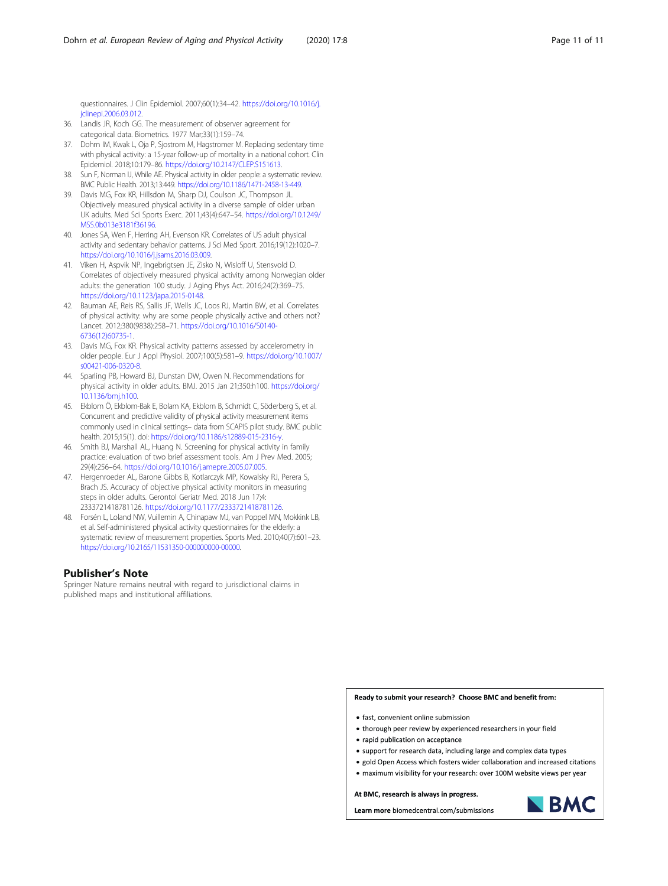questionnaires. J Clin Epidemiol. 2007;60(1):34–42. https://doi.org/10.1016/j.jclinepi.2006.03.012.

36. Landis JR, Koch GG. The measurement of observer agreement for categorical data. Biometrics. 1977 Mar;33(1):159–74.
37. Dohrn IM, Kwak L, Oja P, Sjostrom M, Hagstromer M. Replacing sedentary time with physical activity: a 15-year follow-up of mortality in a national cohort. Clin Epidemiol. 2018;10:179–86. https://doi.org/10.2147/CLEP.S151613.
38. Sun F, Norman IJ, While AE. Physical activity in older people: a systematic review. BMC Public Health. 2013;13:449. https://doi.org/10.1186/1471-2458-13-449.
39. Davis MG, Fox KR, Hillsdon M, Sharp DJ, Coulson JC, Thompson JL. Objectively measured physical activity in a diverse sample of older urban UK adults. Med Sci Sports Exerc. 2011;43(4):647–54. https://doi.org/10.1249/MSS.0b013e3181f36196.
40. Jones SA, Wen F, Herring AH, Evenson KR. Correlates of US adult physical activity and sedentary behavior patterns. J Sci Med Sport. 2016;19(12):1020–7. https://doi.org/10.1016/j.jsams.2016.03.009.
41. Viken H, Aspvik NP, Ingebrigtsen JE, Zisko N, Wisloff U, Stensvold D. Correlates of objectively measured physical activity among Norwegian older adults: the generation 100 study. J Aging Phys Act. 2016;24(2):369–75. https://doi.org/10.1123/japa.2015-0148.
42. Bauman AE, Reis RS, Sallis JF, Wells JC, Loos RJ, Martin BW, et al. Correlates of physical activity: why are some people physically active and others not? Lancet. 2012;380(9838):258–71. https://doi.org/10.1016/S0140-6736(12)60735-1.
43. Davis MG, Fox KR. Physical activity patterns assessed by accelerometry in older people. Eur J Appl Physiol. 2007;100(5):581–9. https://doi.org/10.1007/s00421-006-0320-8.
44. Sparling PB, Howard BJ, Dunstan DW, Owen N. Recommendations for physical activity in older adults. BMJ. 2015 Jan 21;350:h100. https://doi.org/10.1136/bmj.h100.
45. Ekblom Ö, Ekblom-Bak E, Bolam KA, Ekblom B, Schmidt C, Söderberg S, et al. Concurrent and predictive validity of physical activity measurement items commonly used in clinical settings– data from SCAPIS pilot study. BMC public health. 2015;15(1). doi: https://doi.org/10.1186/s12889-015-2316-y.
46. Smith BJ, Marshall AL, Huang N. Screening for physical activity in family practice: evaluation of two brief assessment tools. Am J Prev Med. 2005;29(4):256–64. https://doi.org/10.1016/j.amepre.2005.07.005.
47. Hergenroeder AL, Barone Gibbs B, Kotlarczyk MP, Kowalsky RJ, Perera S, Brach JS. Accuracy of objective physical activity monitors in measuring steps in older adults. Gerontol Geriatr Med. 2018 Jun 17;4:2333721418781126. https://doi.org/10.1177/2333721418781126.
48. Forsén L, Loland NW, Vuillemin A, Chinapaw MJ, van Poppel MN, Mokkink LB, et al. Self-administered physical activity questionnaires for the elderly: a systematic review of measurement properties. Sports Med. 2010;40(7):601–23. https://doi.org/10.2165/11531350-000000000-00000.

## Publisher's Note

Springer Nature remains neutral with regard to jurisdictional claims in published maps and institutional affiliations.

**Ready to submit your research? Choose BMC and benefit from:**

- fast, convenient online submission
- thorough peer review by experienced researchers in your field
- rapid publication on acceptance
- support for research data, including large and complex data types
- gold Open Access which fosters wider collaboration and increased citations
- maximum visibility for your research: over 100M website views per year

**At BMC, research is always in progress.**

**Learn more** biomedcentral.com/submissions

BMC